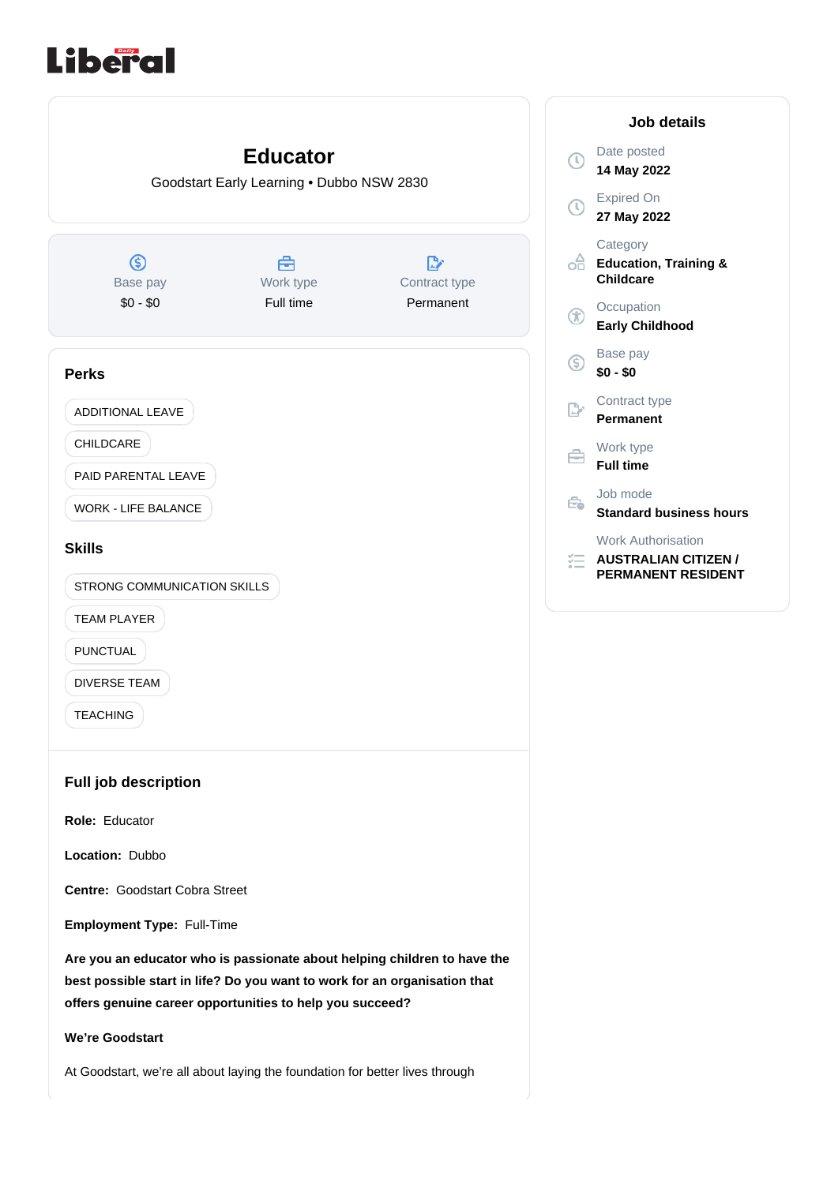Liberal

# Educator

Goodstart Early Learning • Dubbo NSW 2830

| Base pay | Work type | Contract type |
|---|---|---|
| $0 - $0 | Full time | Permanent |

## Perks

- ADDITIONAL LEAVE
- CHILDCARE
- PAID PARENTAL LEAVE
- WORK - LIFE BALANCE

## Skills

- STRONG COMMUNICATION SKILLS
- TEAM PLAYER
- PUNCTUAL
- DIVERSE TEAM
- TEACHING

## Job details

Date posted
**14 May 2022**

Expired On
**27 May 2022**

Category
**Education, Training & Childcare**

Occupation
**Early Childhood**

Base pay
**$0 - $0**

Contract type
**Permanent**

Work type
**Full time**

Job mode
**Standard business hours**

Work Authorisation
**AUSTRALIAN CITIZEN / PERMANENT RESIDENT**

## Full job description

**Role:** Educator

**Location:** Dubbo

**Centre:** Goodstart Cobra Street

**Employment Type:** Full-Time

**Are you an educator who is passionate about helping children to have the best possible start in life? Do you want to work for an organisation that offers genuine career opportunities to help you succeed?**

**We're Goodstart**

At Goodstart, we're all about laying the foundation for better lives through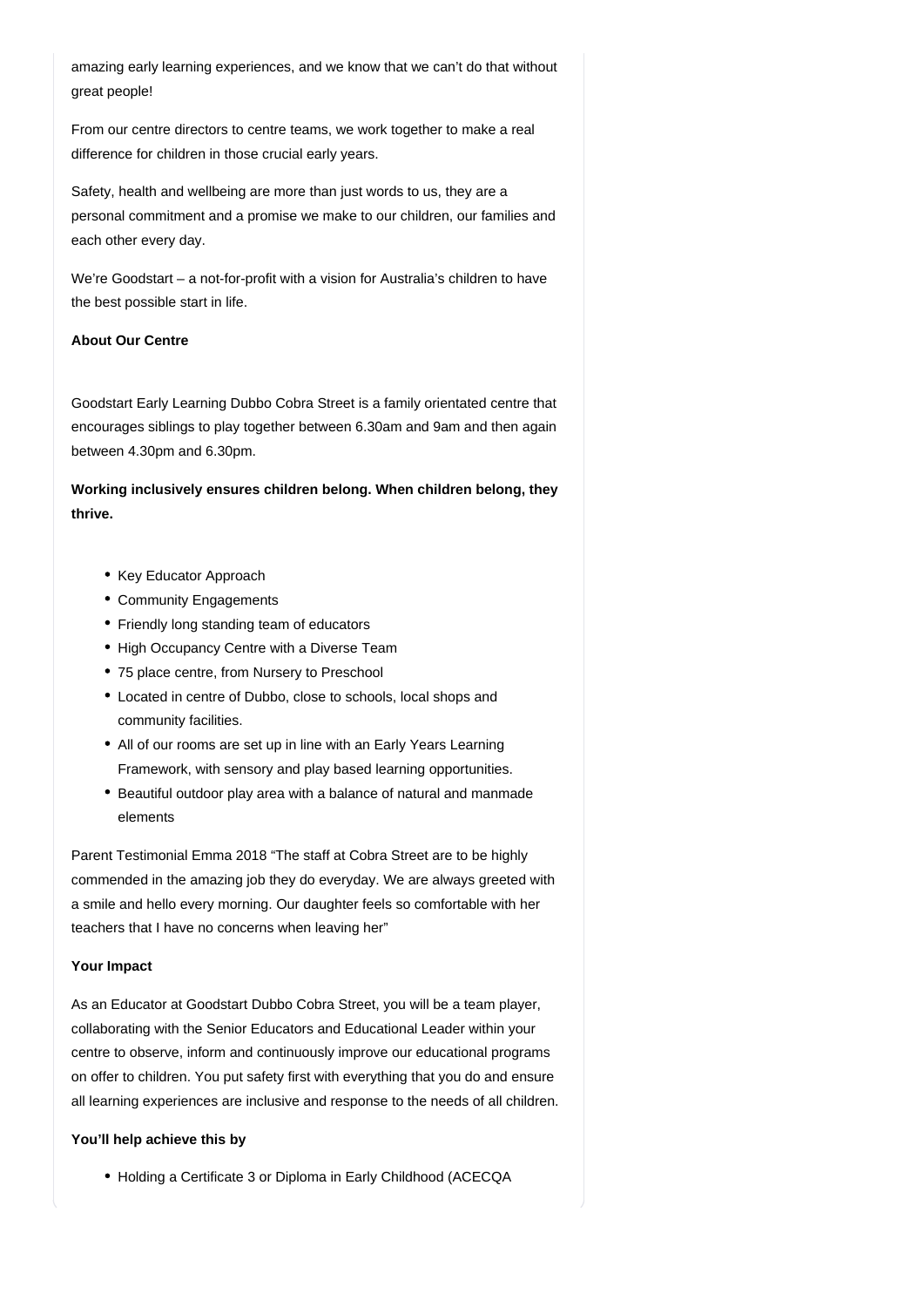amazing early learning experiences, and we know that we can't do that without great people!

From our centre directors to centre teams, we work together to make a real difference for children in those crucial early years.

Safety, health and wellbeing are more than just words to us, they are a personal commitment and a promise we make to our children, our families and each other every day.

We're Goodstart – a not-for-profit with a vision for Australia's children to have the best possible start in life.

**About Our Centre**

Goodstart Early Learning Dubbo Cobra Street is a family orientated centre that encourages siblings to play together between 6.30am and 9am and then again between 4.30pm and 6.30pm.

**Working inclusively ensures children belong. When children belong, they thrive.**

- Key Educator Approach
- Community Engagements
- Friendly long standing team of educators
- High Occupancy Centre with a Diverse Team
- 75 place centre, from Nursery to Preschool
- Located in centre of Dubbo, close to schools, local shops and community facilities.
- All of our rooms are set up in line with an Early Years Learning Framework, with sensory and play based learning opportunities.
- Beautiful outdoor play area with a balance of natural and manmade elements

Parent Testimonial Emma 2018 "The staff at Cobra Street are to be highly commended in the amazing job they do everyday. We are always greeted with a smile and hello every morning. Our daughter feels so comfortable with her teachers that I have no concerns when leaving her"

**Your Impact**

As an Educator at Goodstart Dubbo Cobra Street, you will be a team player, collaborating with the Senior Educators and Educational Leader within your centre to observe, inform and continuously improve our educational programs on offer to children. You put safety first with everything that you do and ensure all learning experiences are inclusive and response to the needs of all children.

**You'll help achieve this by**

- Holding a Certificate 3 or Diploma in Early Childhood (ACECQA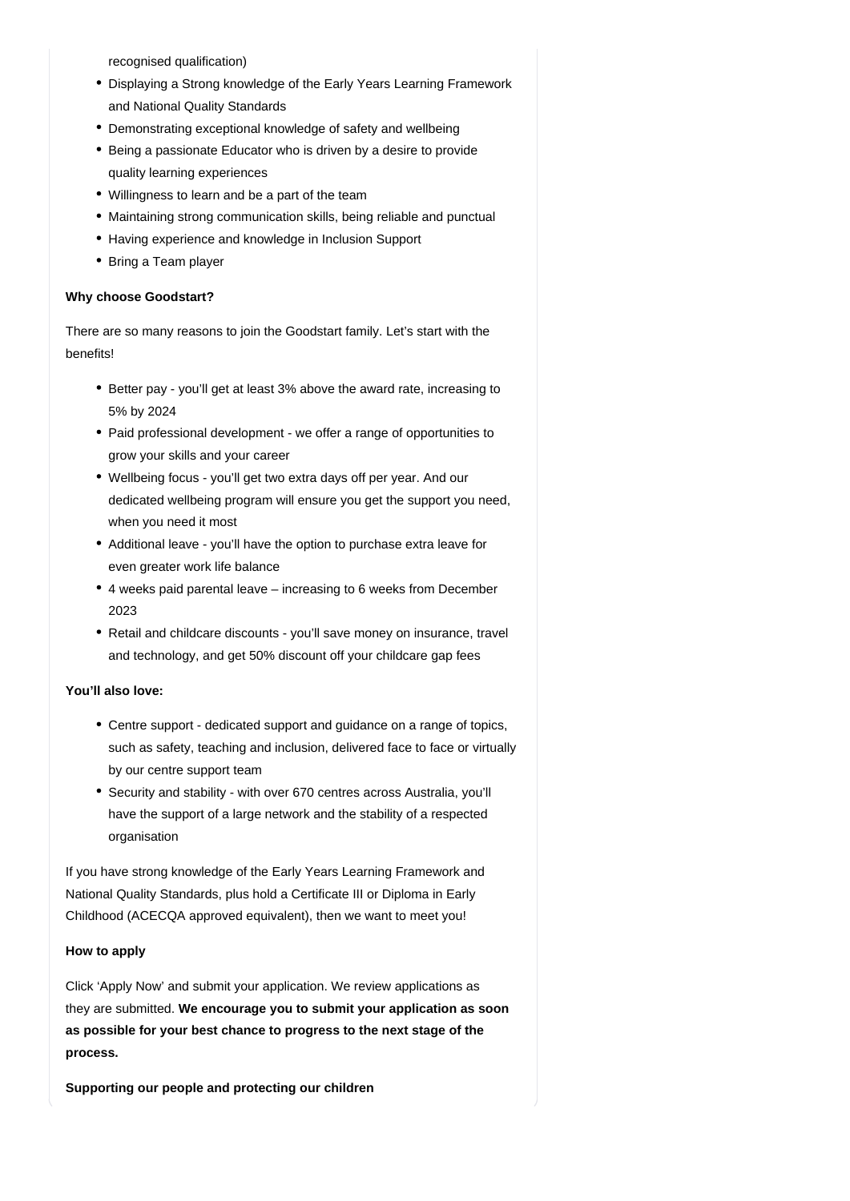recognised qualification)

- Displaying a Strong knowledge of the Early Years Learning Framework and National Quality Standards
- Demonstrating exceptional knowledge of safety and wellbeing
- Being a passionate Educator who is driven by a desire to provide quality learning experiences
- Willingness to learn and be a part of the team
- Maintaining strong communication skills, being reliable and punctual
- Having experience and knowledge in Inclusion Support
- Bring a Team player

**Why choose Goodstart?**

There are so many reasons to join the Goodstart family. Let's start with the benefits!

- Better pay - you'll get at least 3% above the award rate, increasing to 5% by 2024
- Paid professional development - we offer a range of opportunities to grow your skills and your career
- Wellbeing focus - you'll get two extra days off per year. And our dedicated wellbeing program will ensure you get the support you need, when you need it most
- Additional leave - you'll have the option to purchase extra leave for even greater work life balance
- 4 weeks paid parental leave – increasing to 6 weeks from December 2023
- Retail and childcare discounts - you'll save money on insurance, travel and technology, and get 50% discount off your childcare gap fees

**You'll also love:**

- Centre support - dedicated support and guidance on a range of topics, such as safety, teaching and inclusion, delivered face to face or virtually by our centre support team
- Security and stability - with over 670 centres across Australia, you'll have the support of a large network and the stability of a respected organisation

If you have strong knowledge of the Early Years Learning Framework and National Quality Standards, plus hold a Certificate III or Diploma in Early Childhood (ACECQA approved equivalent), then we want to meet you!

**How to apply**

Click 'Apply Now' and submit your application. We review applications as they are submitted. **We encourage you to submit your application as soon as possible for your best chance to progress to the next stage of the process.**

**Supporting our people and protecting our children**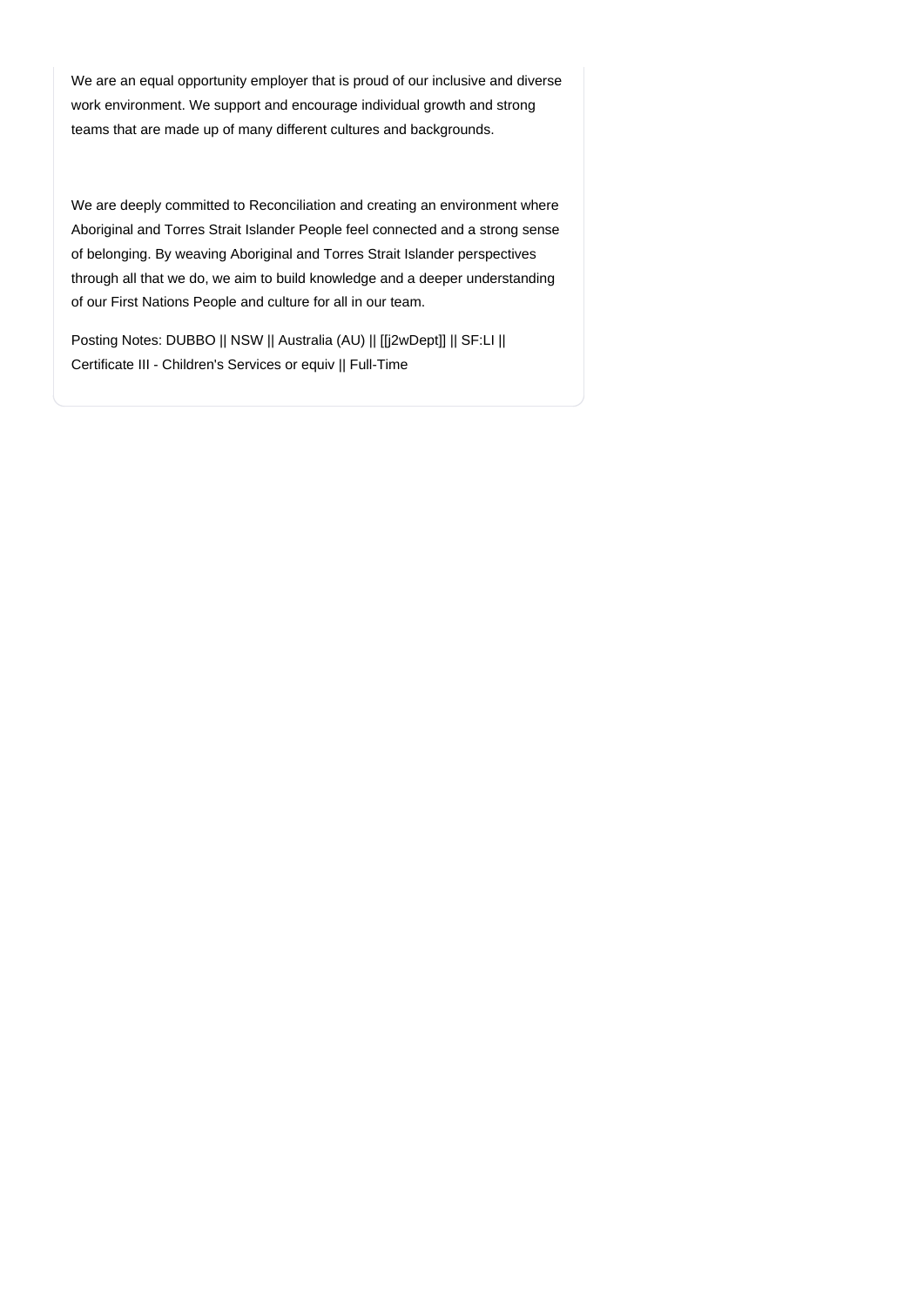We are an equal opportunity employer that is proud of our inclusive and diverse work environment. We support and encourage individual growth and strong teams that are made up of many different cultures and backgrounds.

We are deeply committed to Reconciliation and creating an environment where Aboriginal and Torres Strait Islander People feel connected and a strong sense of belonging. By weaving Aboriginal and Torres Strait Islander perspectives through all that we do, we aim to build knowledge and a deeper understanding of our First Nations People and culture for all in our team.

Posting Notes: DUBBO || NSW || Australia (AU) || [[j2wDept]] || SF:LI || Certificate III - Children's Services or equiv || Full-Time